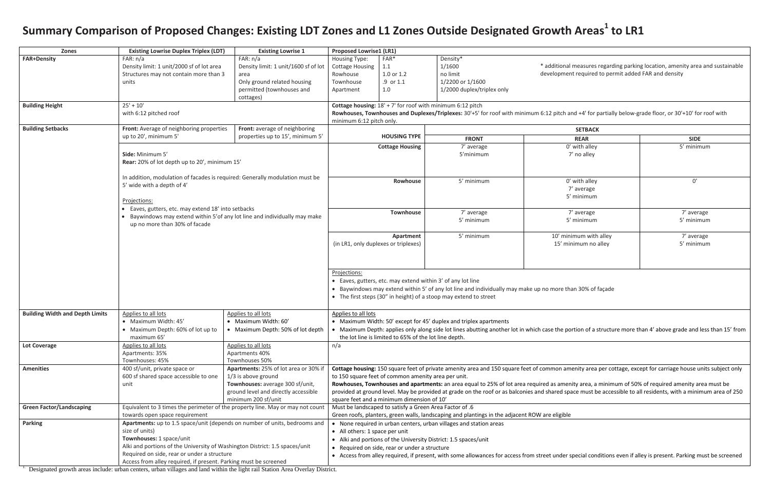# Summary Comparison of Proposed Changes: Existing LDT Zones and L1 Zones Outside Designated Growth Areas[1] to LR1

| Zones | Existing Lowrise Duplex Triplex (LDT) | Existing Lowrise 1 | Proposed Lowrise1 (LR1) |
|---|---|---|---|
| **FAR+Density** | FAR: n/a<br>Density limit: 1 unit/2000 sf of lot area<br>Structures may not contain more than 3 units | FAR: n/a<br>Density limit: 1 unit/1600 sf of lot area<br>Only ground related housing permitted (townhouses and cottages) | Housing Type / FAR* / Density*:<br>Cottage Housing / 1.1 / 1/1600<br>Rowhouse / 1.0 or 1.2 / no limit<br>Townhouse / .9 or 1.1 / 1/2200 or 1/1600<br>Apartment / 1.0 / 1/2000 duplex/triplex only<br>* additional measures regarding parking location, amenity area and sustainable development required to permit added FAR and density |
| **Building Height** | 25' + 10'<br>with 6:12 pitched roof | | **Cottage housing:** 18' + 7' for roof with minimum 6:12 pitch<br>**Rowhouses, Townhouses and Duplexes/Triplexes:** 30'+5' for roof with minimum 6:12 pitch and +4' for partially below-grade floor, or 30'+10' for roof with minimum 6:12 pitch only. |
| **Building Setbacks** | **Front:** Average of neighboring properties up to 20', minimum 5'<br><br>**Side:** Minimum 5'<br>**Rear:** 20% of lot depth up to 20', minimum 15'<br><br>In addition, modulation of facades is required: Generally modulation must be 5' wide with a depth of 4'<br><br>Projections:<br>• Eaves, gutters, etc. may extend 18' into setbacks<br>• Baywindows may extend within 5'of any lot line and individually may make up no more than 30% of facade | **Front:** average of neighboring properties up to 15', minimum 5' | SETBACK (Housing Type: Front / Rear / Side):<br>**Cottage Housing:** 7' average, 5'minimum / 0' with alley, 7' no alley / 5' minimum<br>**Rowhouse:** 5' minimum / 0' with alley, 7' average, 5' minimum / 0'<br>**Townhouse:** 7' average, 5' minimum / 7' average, 5' minimum / 7' average, 5' minimum<br>**Apartment** (in LR1, only duplexes or triplexes): 5' minimum / 10' minimum with alley, 15' minimum no alley / 7' average, 5' minimum<br><br>Projections:<br>• Eaves, gutters, etc. may extend within 3' of any lot line<br>• Baywindows may extend within 5' of any lot line and individually may make up no more than 30% of façade<br>• The first steps (30" in height) of a stoop may extend to street |
| **Building Width and Depth Limits** | Applies to all lots<br>• Maximum Width: 45'<br>• Maximum Depth: 60% of lot up to maximum 65' | Applies to all lots<br>• Maximum Width: 60'<br>• Maximum Depth: 50% of lot depth | Applies to all lots<br>• Maximum Width: 50' except for 45' duplex and triplex apartments<br>• Maximum Depth: applies only along side lot lines abutting another lot in which case the portion of a structure more than 4' above grade and less than 15' from the lot line is limited to 65% of the lot line depth. |
| **Lot Coverage** | Applies to all lots<br>Apartments: 35%<br>Townhouses: 45% | Applies to all lots<br>Apartments 40%<br>Townhouses 50% | n/a |
| **Amenities** | 400 sf/unit, private space or 600 sf of shared space accessible to one unit | **Apartments:** 25% of lot area or 30% if 1/3 is above ground<br>**Townhouses:** average 300 sf/unit, ground level and directly accessible minimum 200 sf/unit | **Cottage housing:** 150 square feet of private amenity area and 150 square feet of common amenity area per cottage, except for carriage house units subject only to 150 square feet of common amenity area per unit.<br>**Rowhouses, Townhouses and apartments:** an area equal to 25% of lot area required as amenity area, a minimum of 50% of required amenity area must be provided at ground level. May be provided at grade on the roof or as balconies and shared space must be accessible to all residents, with a minimum area of 250 square feet and a minimum dimension of 10' |
| **Green Factor/Landscaping** | Equivalent to 3 times the perimeter of the property line. May or may not count towards open space requirement | | Must be landscaped to satisfy a Green Area Factor of .6<br>Green roofs, planters, green walls, landscaping and plantings in the adjacent ROW are eligible |
| **Parking** | **Apartments:** up to 1.5 space/unit (depends on number of units, bedrooms and size of units)<br>**Townhouses:** 1 space/unit<br>Alki and portions of the University of Washington District: 1.5 spaces/unit<br>Required on side, rear or under a structure<br>Access from alley required, if present. Parking must be screened | | • None required in urban centers, urban villages and station areas<br>• All others: 1 space per unit<br>• Alki and portions of the University District: 1.5 spaces/unit<br>• Required on side, rear or under a structure<br>• Access from alley required, if present, with some allowances for access from street under special conditions even if alley is present. Parking must be screened |

[1] Designated growth areas include: urban centers, urban villages and land within the light rail Station Area Overlay District.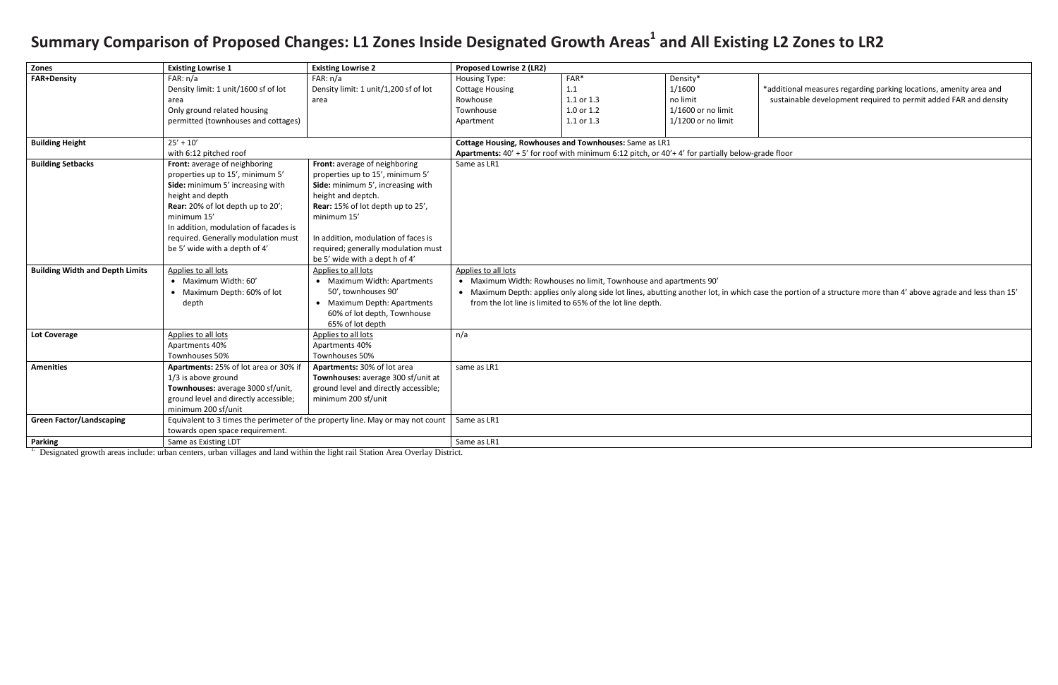# Summary Comparison of Proposed Changes: L1 Zones Inside Designated Growth Areas[1] and All Existing L2 Zones to LR2

| Zones | Existing Lowrise 1 | Existing Lowrise 2 | Proposed Lowrise 2 (LR2) |
|---|---|---|---|
| **FAR+Density** | FAR: n/a<br>Density limit: 1 unit/1600 sf of lot area<br>Only ground related housing permitted (townhouses and cottages) | FAR: n/a<br>Density limit: 1 unit/1,200 sf of lot area | Housing Type: / FAR* / Density*<br>Cottage Housing / 1.1 / 1/1600<br>Rowhouse / 1.1 or 1.3 / no limit<br>Townhouse / 1.0 or 1.2 / 1/1600 or no limit<br>Apartment / 1.1 or 1.3 / 1/1200 or no limit<br>*additional measures regarding parking locations, amenity area and sustainable development required to permit added FAR and density |
| **Building Height** | 25' + 10'<br>with 6:12 pitched roof | | **Cottage Housing, Rowhouses and Townhouses:** Same as LR1<br>**Apartments:** 40' + 5' for roof with minimum 6:12 pitch, or 40'+ 4' for partially below-grade floor |
| **Building Setbacks** | **Front:** average of neighboring properties up to 15', minimum 5'<br>**Side:** minimum 5' increasing with height and depth<br>**Rear:** 20% of lot depth up to 20'; minimum 15'<br>In addition, modulation of facades is required. Generally modulation must be 5' wide with a depth of 4' | **Front:** average of neighboring properties up to 15', minimum 5'<br>**Side:** minimum 5', increasing with height and deptch.<br>**Rear:** 15% of lot depth up to 25', minimum 15'<br>In addition, modulation of faces is required; generally modulation must be 5' wide with a dept h of 4' | Same as LR1 |
| **Building Width and Depth Limits** | Applies to all lots<br>• Maximum Width: 60'<br>• Maximum Depth: 60% of lot depth | Applies to all lots<br>• Maximum Width: Apartments 50', townhouses 90'<br>• Maximum Depth: Apartments 60% of lot depth, Townhouse 65% of lot depth | Applies to all lots<br>• Maximum Width: Rowhouses no limit, Townhouse and apartments 90'<br>• Maximum Depth: applies only along side lot lines, abutting another lot, in which case the portion of a structure more than 4' above agrade and less than 15' from the lot line is limited to 65% of the lot line depth. |
| **Lot Coverage** | Applies to all lots<br>Apartments 40%<br>Townhouses 50% | Applies to all lots<br>Apartments 40%<br>Townhouses 50% | n/a |
| **Amenities** | **Apartments:** 25% of lot area or 30% if 1/3 is above ground<br>**Townhouses:** average 3000 sf/unit, ground level and directly accessible; minimum 200 sf/unit | **Apartments:** 30% of lot area<br>**Townhouses:** average 300 sf/unit at ground level and directly accessible; minimum 200 sf/unit | same as LR1 |
| **Green Factor/Landscaping** | Equivalent to 3 times the perimeter of the property line. May or may not count towards open space requirement. | | Same as LR1 |
| **Parking** | Same as Existing LDT | | Same as LR1 |

[1] Designated growth areas include: urban centers, urban villages and land within the light rail Station Area Overlay District.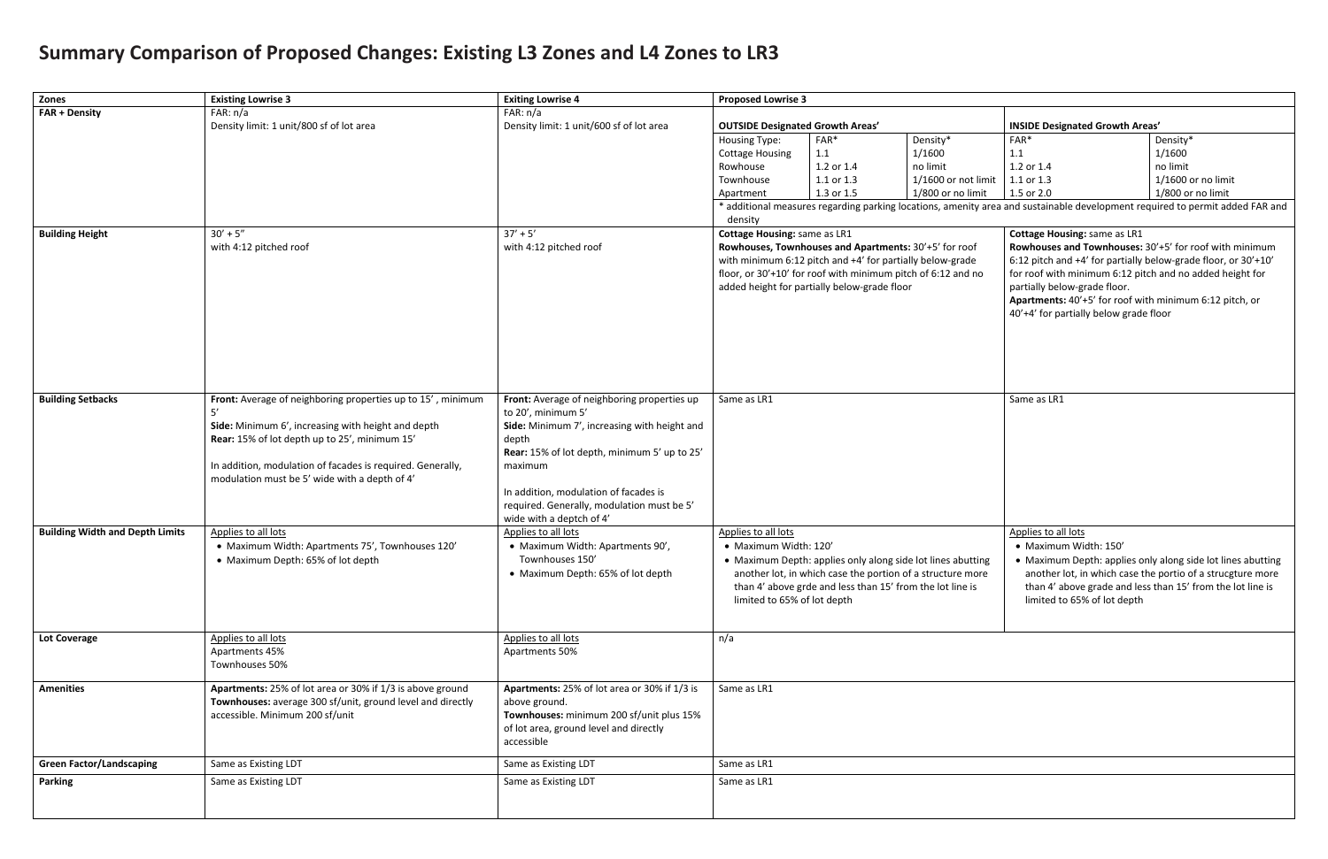# Summary Comparison of Proposed Changes: Existing L3 Zones and L4 Zones to LR3

| Zones | Existing Lowrise 3 | Exiting Lowrise 4 | Proposed Lowrise 3 | | | | |
|---|---|---|---|---|---|---|---|
| **FAR + Density** | FAR: n/a<br>Density limit: 1 unit/800 sf of lot area | FAR: n/a<br>Density limit: 1 unit/600 sf of lot area | **OUTSIDE Designated Growth Areas'** | | | **INSIDE Designated Growth Areas'** | |
| | | | Housing Type: | FAR* | Density* | FAR* | Density* |
| | | | Cottage Housing | 1.1 | 1/1600 | 1.1 | 1/1600 |
| | | | Rowhouse | 1.2 or 1.4 | no limit | 1.2 or 1.4 | no limit |
| | | | Townhouse | 1.1 or 1.3 | 1/1600 or not limit | 1.1 or 1.3 | 1/1600 or no limit |
| | | | Apartment | 1.3 or 1.5 | 1/800 or no limit | 1.5 or 2.0 | 1/800 or no limit |
| | | | * additional measures regarding parking locations, amenity area and sustainable development required to permit added FAR and density | | | | |
| **Building Height** | 30' + 5"<br>with 4:12 pitched roof | 37' + 5'<br>with 4:12 pitched roof | **Cottage Housing:** same as LR1<br>**Rowhouses, Townhouses and Apartments:** 30'+5' for roof with minimum 6:12 pitch and +4' for partially below-grade floor, or 30'+10' for roof with minimum pitch of 6:12 and no added height for partially below-grade floor | | | **Cottage Housing:** same as LR1<br>**Rowhouses and Townhouses:** 30'+5' for roof with minimum 6:12 pitch and +4' for partially below-grade floor, or 30'+10' for roof with minimum 6:12 pitch and no added height for partially below-grade floor.<br>**Apartments:** 40'+5' for roof with minimum 6:12 pitch, or 40'+4' for partially below grade floor | |
| **Building Setbacks** | **Front:** Average of neighboring properties up to 15', minimum 5'<br>**Side:** Minimum 6', increasing with height and depth<br>**Rear:** 15% of lot depth up to 25', minimum 15'<br><br>In addition, modulation of facades is required. Generally, modulation must be 5' wide with a depth of 4' | **Front:** Average of neighboring properties up to 20', minimum 5'<br>**Side:** Minimum 7', increasing with height and depth<br>**Rear:** 15% of lot depth, minimum 5' up to 25' maximum<br><br>In addition, modulation of facades is required. Generally, modulation must be 5' wide with a deptch of 4' | Same as LR1 | | | Same as LR1 | |
| **Building Width and Depth Limits** | Applies to all lots<br>• Maximum Width: Apartments 75', Townhouses 120'<br>• Maximum Depth: 65% of lot depth | Applies to all lots<br>• Maximum Width: Apartments 90', Townhouses 150'<br>• Maximum Depth: 65% of lot depth | Applies to all lots<br>• Maximum Width: 120'<br>• Maximum Depth: applies only along side lot lines abutting another lot, in which case the portion of a structure more than 4' above grde and less than 15' from the lot line is limited to 65% of lot depth | | | Applies to all lots<br>• Maximum Width: 150'<br>• Maximum Depth: applies only along side lot lines abutting another lot, in which case the portio of a strucgture more than 4' above grade and less than 15' from the lot line is limited to 65% of lot depth | |
| **Lot Coverage** | Applies to all lots<br>Apartments 45%<br>Townhouses 50% | Applies to all lots<br>Apartments 50% | n/a | | | | |
| **Amenities** | **Apartments:** 25% of lot area or 30% if 1/3 is above ground<br>**Townhouses:** average 300 sf/unit, ground level and directly accessible. Minimum 200 sf/unit | **Apartments:** 25% of lot area or 30% if 1/3 is above ground.<br>**Townhouses:** minimum 200 sf/unit plus 15% of lot area, ground level and directly accessible | Same as LR1 | | | | |
| **Green Factor/Landscaping** | Same as Existing LDT | Same as Existing LDT | Same as LR1 | | | | |
| **Parking** | Same as Existing LDT | Same as Existing LDT | Same as LR1 | | | | |